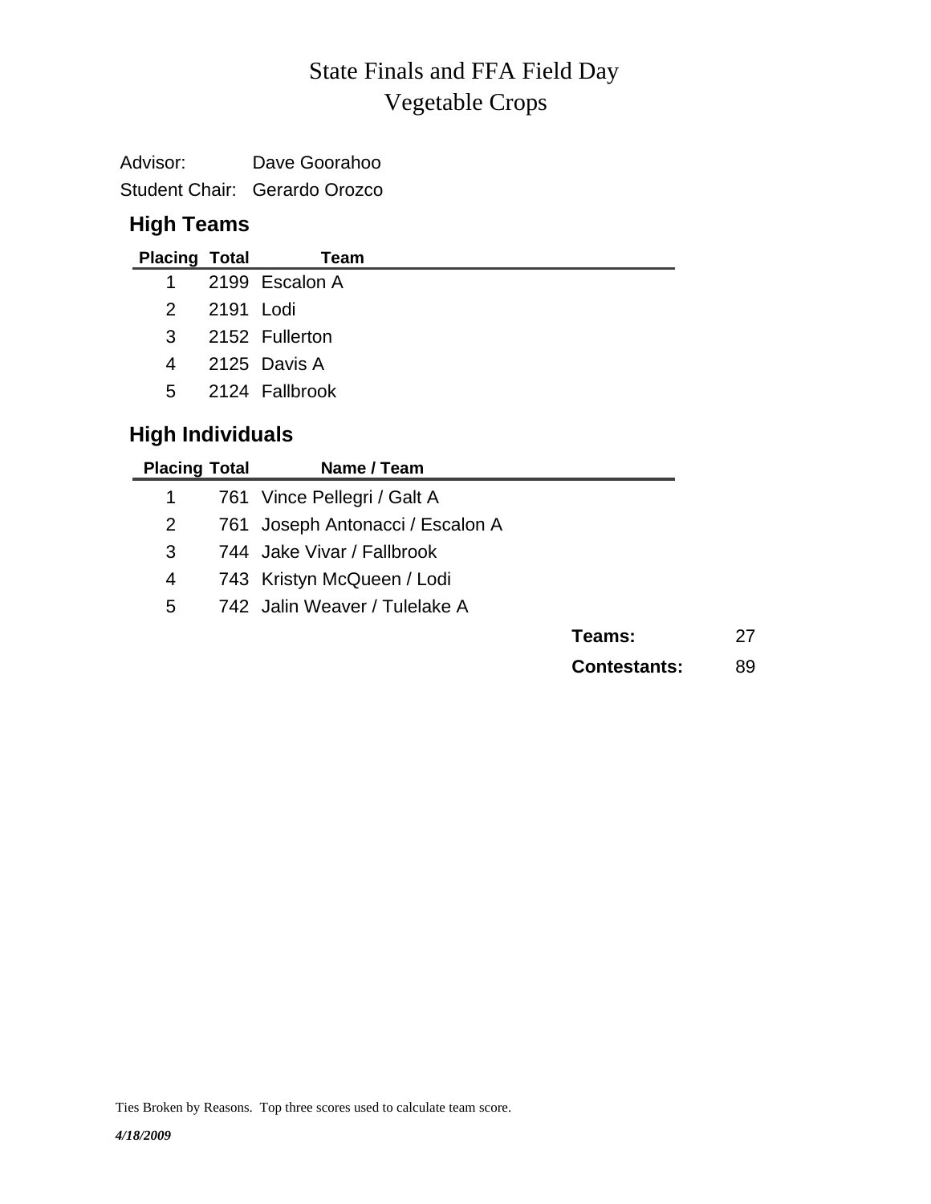# State Finals and FFA Field Day
## Vegetable Crops

Advisor: Dave Goorahoo

Student Chair: Gerardo Orozco

### High Teams

| Placing | Total | Team |
|---|---|---|
| 1 | 2199 | Escalon A |
| 2 | 2191 | Lodi |
| 3 | 2152 | Fullerton |
| 4 | 2125 | Davis A |
| 5 | 2124 | Fallbrook |

### High Individuals

| Placing | Total | Name / Team |
|---|---|---|
| 1 | 761 | Vince Pellegri / Galt A |
| 2 | 761 | Joseph Antonacci / Escalon A |
| 3 | 744 | Jake Vivar / Fallbrook |
| 4 | 743 | Kristyn McQueen / Lodi |
| 5 | 742 | Jalin Weaver / Tulelake A |

**Teams:** 27

**Contestants:** 89

Ties Broken by Reasons. Top three scores used to calculate team score.

*4/18/2009*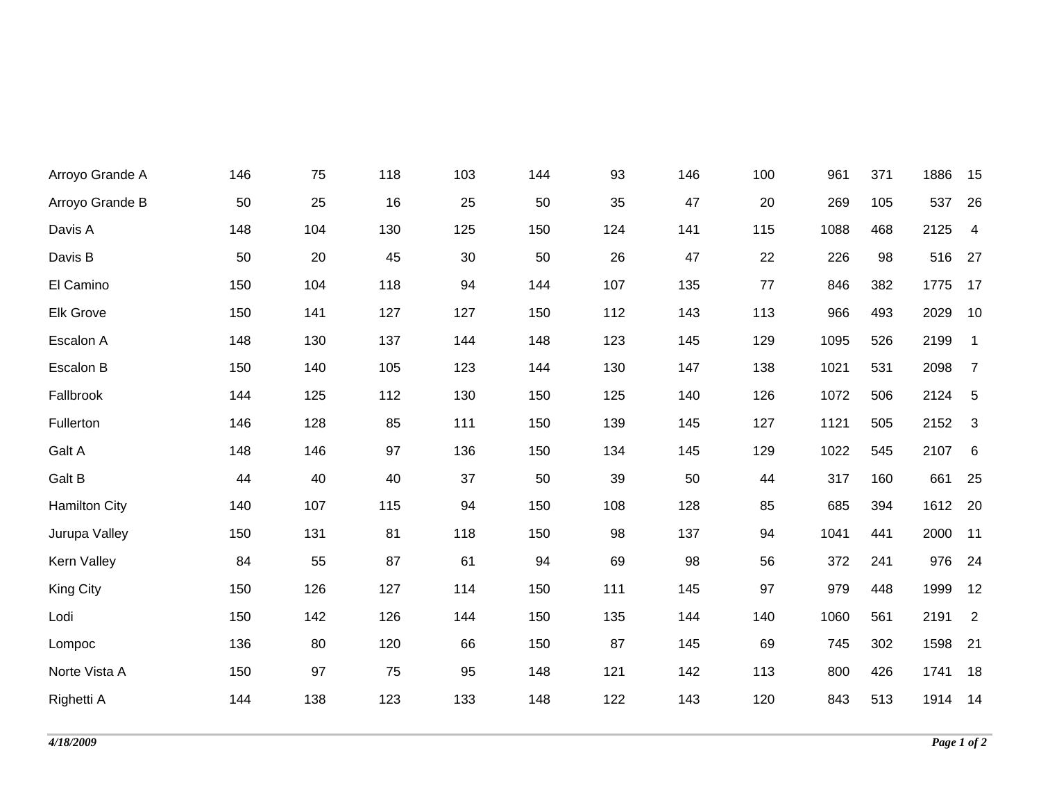| | | | | | | | | | | | | |
|---|---|---|---|---|---|---|---|---|---|---|---|---|
| Arroyo Grande A | 146 | 75 | 118 | 103 | 144 | 93 | 146 | 100 | 961 | 371 | 1886 | 15 |
| Arroyo Grande B | 50 | 25 | 16 | 25 | 50 | 35 | 47 | 20 | 269 | 105 | 537 | 26 |
| Davis A | 148 | 104 | 130 | 125 | 150 | 124 | 141 | 115 | 1088 | 468 | 2125 | 4 |
| Davis B | 50 | 20 | 45 | 30 | 50 | 26 | 47 | 22 | 226 | 98 | 516 | 27 |
| El Camino | 150 | 104 | 118 | 94 | 144 | 107 | 135 | 77 | 846 | 382 | 1775 | 17 |
| Elk Grove | 150 | 141 | 127 | 127 | 150 | 112 | 143 | 113 | 966 | 493 | 2029 | 10 |
| Escalon A | 148 | 130 | 137 | 144 | 148 | 123 | 145 | 129 | 1095 | 526 | 2199 | 1 |
| Escalon B | 150 | 140 | 105 | 123 | 144 | 130 | 147 | 138 | 1021 | 531 | 2098 | 7 |
| Fallbrook | 144 | 125 | 112 | 130 | 150 | 125 | 140 | 126 | 1072 | 506 | 2124 | 5 |
| Fullerton | 146 | 128 | 85 | 111 | 150 | 139 | 145 | 127 | 1121 | 505 | 2152 | 3 |
| Galt A | 148 | 146 | 97 | 136 | 150 | 134 | 145 | 129 | 1022 | 545 | 2107 | 6 |
| Galt B | 44 | 40 | 40 | 37 | 50 | 39 | 50 | 44 | 317 | 160 | 661 | 25 |
| Hamilton City | 140 | 107 | 115 | 94 | 150 | 108 | 128 | 85 | 685 | 394 | 1612 | 20 |
| Jurupa Valley | 150 | 131 | 81 | 118 | 150 | 98 | 137 | 94 | 1041 | 441 | 2000 | 11 |
| Kern Valley | 84 | 55 | 87 | 61 | 94 | 69 | 98 | 56 | 372 | 241 | 976 | 24 |
| King City | 150 | 126 | 127 | 114 | 150 | 111 | 145 | 97 | 979 | 448 | 1999 | 12 |
| Lodi | 150 | 142 | 126 | 144 | 150 | 135 | 144 | 140 | 1060 | 561 | 2191 | 2 |
| Lompoc | 136 | 80 | 120 | 66 | 150 | 87 | 145 | 69 | 745 | 302 | 1598 | 21 |
| Norte Vista A | 150 | 97 | 75 | 95 | 148 | 121 | 142 | 113 | 800 | 426 | 1741 | 18 |
| Righetti A | 144 | 138 | 123 | 133 | 148 | 122 | 143 | 120 | 843 | 513 | 1914 | 14 |

*4/18/2009*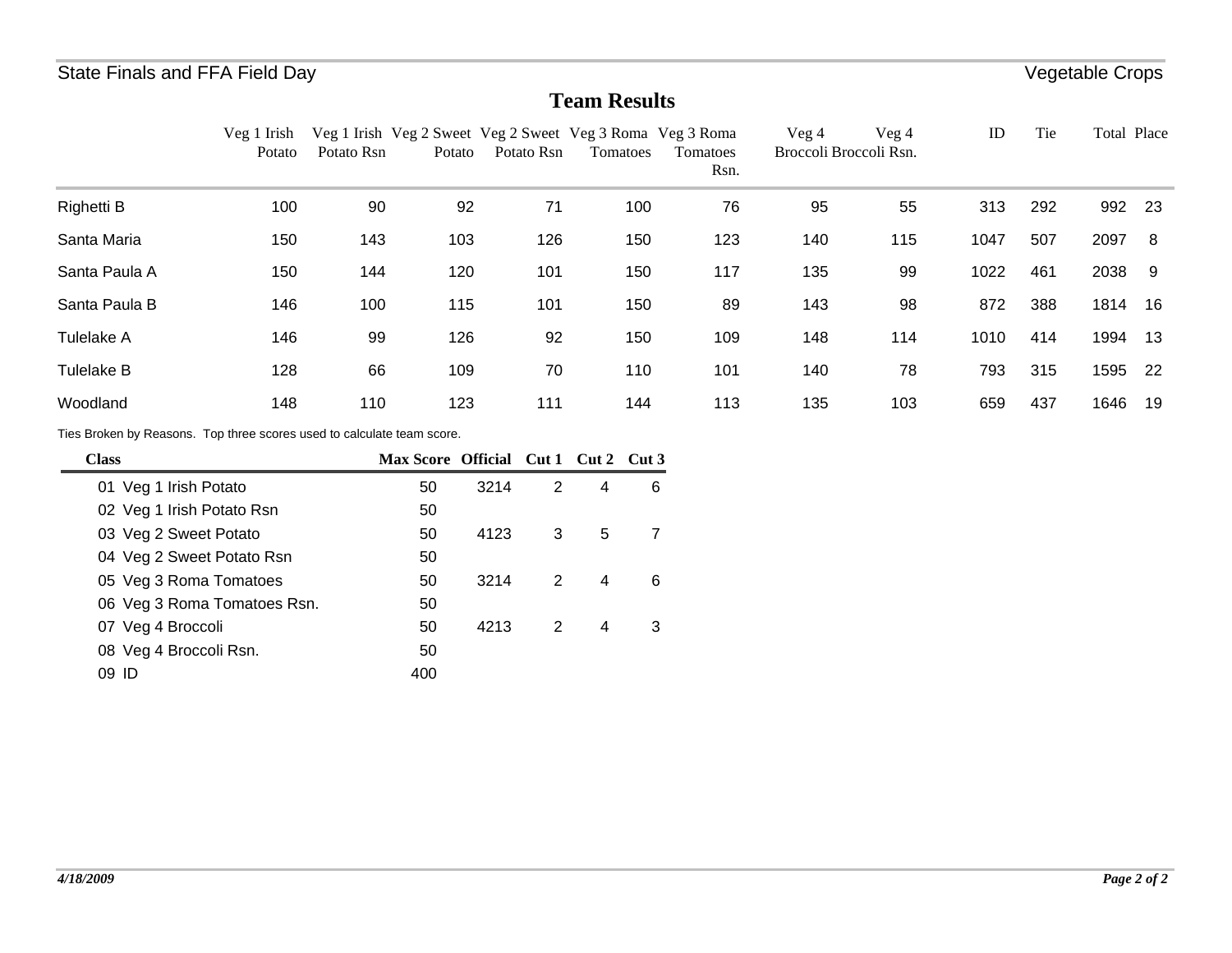State Finals and FFA Field Day — Vegetable Crops

## Team Results

| | Veg 1 Irish Potato | Veg 1 Irish Potato Rsn | Veg 2 Sweet Potato | Veg 2 Sweet Potato Rsn | Veg 3 Roma Tomatoes | Veg 3 Roma Tomatoes Rsn. | Veg 4 Broccoli | Veg 4 Broccoli Rsn. | ID | Tie | Total | Place |
|---|---|---|---|---|---|---|---|---|---|---|---|---|
| Righetti B | 100 | 90 | 92 | 71 | 100 | 76 | 95 | 55 | 313 | 292 | 992 | 23 |
| Santa Maria | 150 | 143 | 103 | 126 | 150 | 123 | 140 | 115 | 1047 | 507 | 2097 | 8 |
| Santa Paula A | 150 | 144 | 120 | 101 | 150 | 117 | 135 | 99 | 1022 | 461 | 2038 | 9 |
| Santa Paula B | 146 | 100 | 115 | 101 | 150 | 89 | 143 | 98 | 872 | 388 | 1814 | 16 |
| Tulelake A | 146 | 99 | 126 | 92 | 150 | 109 | 148 | 114 | 1010 | 414 | 1994 | 13 |
| Tulelake B | 128 | 66 | 109 | 70 | 110 | 101 | 140 | 78 | 793 | 315 | 1595 | 22 |
| Woodland | 148 | 110 | 123 | 111 | 144 | 113 | 135 | 103 | 659 | 437 | 1646 | 19 |

Ties Broken by Reasons. Top three scores used to calculate team score.

| Class | Max Score | Official | Cut 1 | Cut 2 | Cut 3 |
|---|---|---|---|---|---|
| 01 Veg 1 Irish Potato | 50 | 3214 | 2 | 4 | 6 |
| 02 Veg 1 Irish Potato Rsn | 50 | | | | |
| 03 Veg 2 Sweet Potato | 50 | 4123 | 3 | 5 | 7 |
| 04 Veg 2 Sweet Potato Rsn | 50 | | | | |
| 05 Veg 3 Roma Tomatoes | 50 | 3214 | 2 | 4 | 6 |
| 06 Veg 3 Roma Tomatoes Rsn. | 50 | | | | |
| 07 Veg 4 Broccoli | 50 | 4213 | 2 | 4 | 3 |
| 08 Veg 4 Broccoli Rsn. | 50 | | | | |
| 09 ID | 400 | | | | |

*4/18/2009*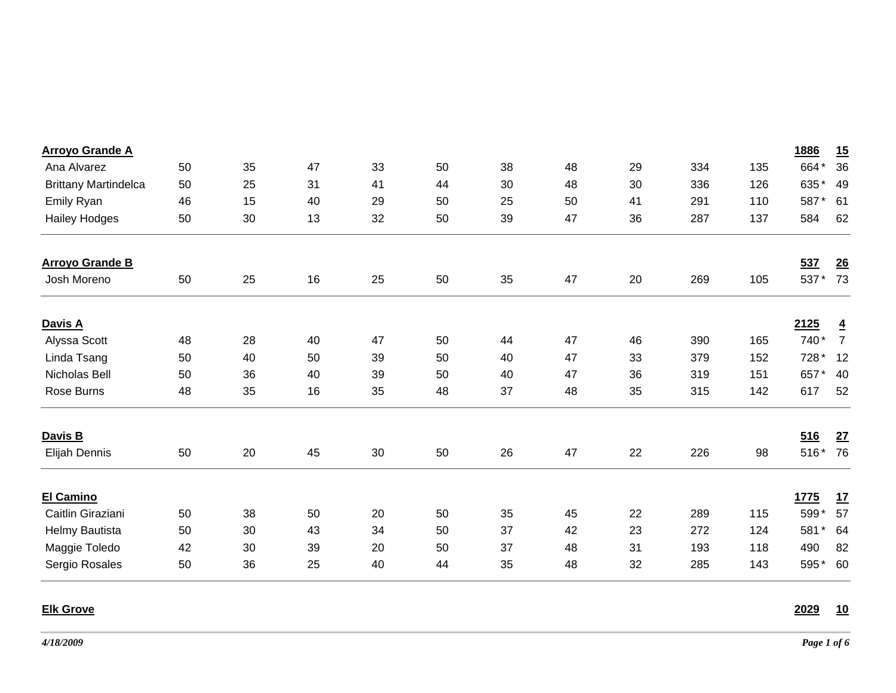| Team / Name | | | | | | | | | | | Total | Rank |
|---|---|---|---|---|---|---|---|---|---|---|---|---|
| **Arroyo Grande A** | | | | | | | | | | | **1886** | **15** |
| Ana Alvarez | 50 | 35 | 47 | 33 | 50 | 38 | 48 | 29 | 334 | 135 | 664 * | 36 |
| Brittany Martindelca | 50 | 25 | 31 | 41 | 44 | 30 | 48 | 30 | 336 | 126 | 635 * | 49 |
| Emily Ryan | 46 | 15 | 40 | 29 | 50 | 25 | 50 | 41 | 291 | 110 | 587 * | 61 |
| Hailey Hodges | 50 | 30 | 13 | 32 | 50 | 39 | 47 | 36 | 287 | 137 | 584 | 62 |
| **Arroyo Grande B** | | | | | | | | | | | **537** | **26** |
| Josh Moreno | 50 | 25 | 16 | 25 | 50 | 35 | 47 | 20 | 269 | 105 | 537 * | 73 |
| **Davis A** | | | | | | | | | | | **2125** | **4** |
| Alyssa Scott | 48 | 28 | 40 | 47 | 50 | 44 | 47 | 46 | 390 | 165 | 740 * | 7 |
| Linda Tsang | 50 | 40 | 50 | 39 | 50 | 40 | 47 | 33 | 379 | 152 | 728 * | 12 |
| Nicholas Bell | 50 | 36 | 40 | 39 | 50 | 40 | 47 | 36 | 319 | 151 | 657 * | 40 |
| Rose Burns | 48 | 35 | 16 | 35 | 48 | 37 | 48 | 35 | 315 | 142 | 617 | 52 |
| **Davis B** | | | | | | | | | | | **516** | **27** |
| Elijah Dennis | 50 | 20 | 45 | 30 | 50 | 26 | 47 | 22 | 226 | 98 | 516 * | 76 |
| **El Camino** | | | | | | | | | | | **1775** | **17** |
| Caitlin Giraziani | 50 | 38 | 50 | 20 | 50 | 35 | 45 | 22 | 289 | 115 | 599 * | 57 |
| Helmy Bautista | 50 | 30 | 43 | 34 | 50 | 37 | 42 | 23 | 272 | 124 | 581 * | 64 |
| Maggie Toledo | 42 | 30 | 39 | 20 | 50 | 37 | 48 | 31 | 193 | 118 | 490 | 82 |
| Sergio Rosales | 50 | 36 | 25 | 40 | 44 | 35 | 48 | 32 | 285 | 143 | 595 * | 60 |
| **Elk Grove** | | | | | | | | | | | **2029** | **10** |

*4/18/2009*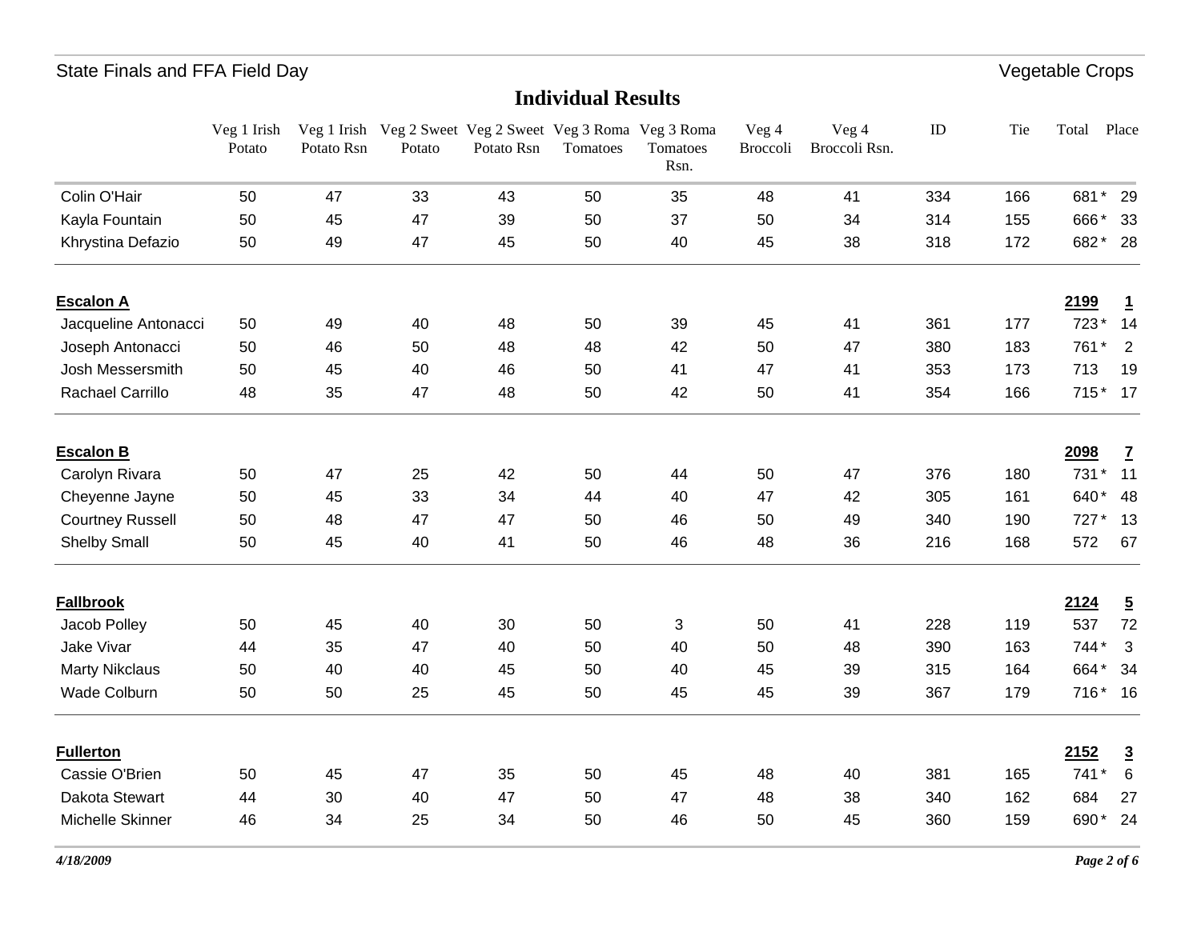State Finals and FFA Field Day

Vegetable Crops

# Individual Results

| | Veg 1 Irish Potato | Veg 1 Irish Potato Rsn | Veg 2 Sweet Potato | Veg 2 Sweet Potato Rsn | Veg 3 Roma Tomatoes | Veg 3 Roma Tomatoes Rsn. | Veg 4 Broccoli | Veg 4 Broccoli Rsn. | ID | Tie | Total | Place |
|---|---|---|---|---|---|---|---|---|---|---|---|---|
| Colin O'Hair | 50 | 47 | 33 | 43 | 50 | 35 | 48 | 41 | 334 | 166 | 681 * | 29 |
| Kayla Fountain | 50 | 45 | 47 | 39 | 50 | 37 | 50 | 34 | 314 | 155 | 666 * | 33 |
| Khrystina Defazio | 50 | 49 | 47 | 45 | 50 | 40 | 45 | 38 | 318 | 172 | 682 * | 28 |
| **Escalon A** | | | | | | | | | | | **2199** | **1** |
| Jacqueline Antonacci | 50 | 49 | 40 | 48 | 50 | 39 | 45 | 41 | 361 | 177 | 723 * | 14 |
| Joseph Antonacci | 50 | 46 | 50 | 48 | 48 | 42 | 50 | 47 | 380 | 183 | 761 * | 2 |
| Josh Messersmith | 50 | 45 | 40 | 46 | 50 | 41 | 47 | 41 | 353 | 173 | 713 | 19 |
| Rachael Carrillo | 48 | 35 | 47 | 48 | 50 | 42 | 50 | 41 | 354 | 166 | 715 * | 17 |
| **Escalon B** | | | | | | | | | | | **2098** | **7** |
| Carolyn Rivara | 50 | 47 | 25 | 42 | 50 | 44 | 50 | 47 | 376 | 180 | 731 * | 11 |
| Cheyenne Jayne | 50 | 45 | 33 | 34 | 44 | 40 | 47 | 42 | 305 | 161 | 640 * | 48 |
| Courtney Russell | 50 | 48 | 47 | 47 | 50 | 46 | 50 | 49 | 340 | 190 | 727 * | 13 |
| Shelby Small | 50 | 45 | 40 | 41 | 50 | 46 | 48 | 36 | 216 | 168 | 572 | 67 |
| **Fallbrook** | | | | | | | | | | | **2124** | **5** |
| Jacob Polley | 50 | 45 | 40 | 30 | 50 | 3 | 50 | 41 | 228 | 119 | 537 | 72 |
| Jake Vivar | 44 | 35 | 47 | 40 | 50 | 40 | 50 | 48 | 390 | 163 | 744 * | 3 |
| Marty Niklaus | 50 | 40 | 40 | 45 | 50 | 40 | 45 | 39 | 315 | 164 | 664 * | 34 |
| Wade Colburn | 50 | 50 | 25 | 45 | 50 | 45 | 45 | 39 | 367 | 179 | 716 * | 16 |
| **Fullerton** | | | | | | | | | | | **2152** | **3** |
| Cassie O'Brien | 50 | 45 | 47 | 35 | 50 | 45 | 48 | 40 | 381 | 165 | 741 * | 6 |
| Dakota Stewart | 44 | 30 | 40 | 47 | 50 | 47 | 48 | 38 | 340 | 162 | 684 | 27 |
| Michelle Skinner | 46 | 34 | 25 | 34 | 50 | 46 | 50 | 45 | 360 | 159 | 690 * | 24 |

*4/18/2009*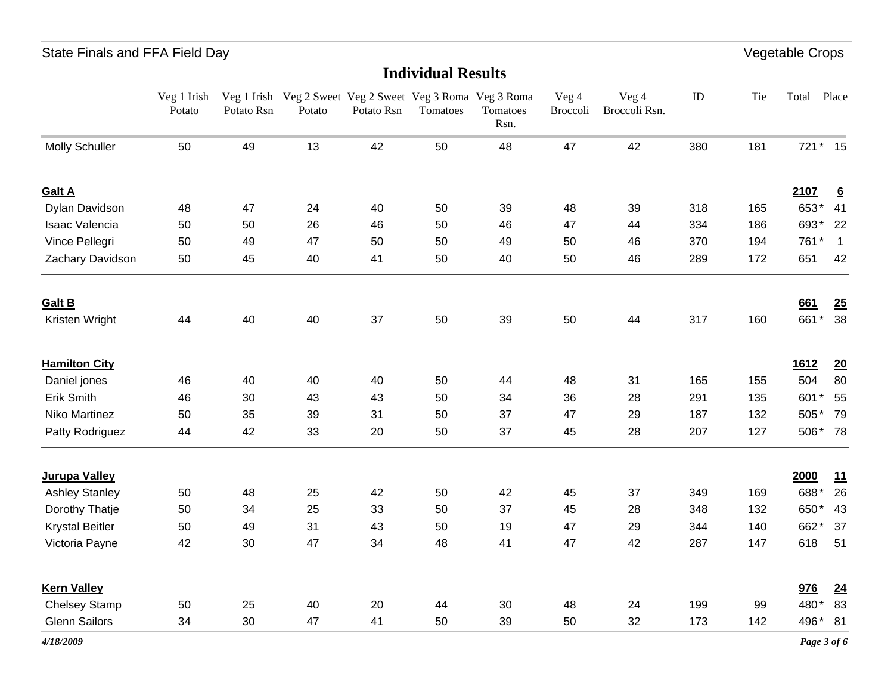State Finals and FFA Field Day — Vegetable Crops

## Individual Results

| | Veg 1 Irish Potato | Veg 1 Irish Potato Rsn | Veg 2 Sweet Potato | Veg 2 Sweet Potato Rsn | Veg 3 Roma Tomatoes | Veg 3 Roma Tomatoes Rsn. | Veg 4 Broccoli | Veg 4 Broccoli Rsn. | ID | Tie | Total | Place |
|---|---|---|---|---|---|---|---|---|---|---|---|---|
| Molly Schuller | 50 | 49 | 13 | 42 | 50 | 48 | 47 | 42 | 380 | 181 | 721 * | 15 |
| **Galt A** | | | | | | | | | | | **2107** | **6** |
| Dylan Davidson | 48 | 47 | 24 | 40 | 50 | 39 | 48 | 39 | 318 | 165 | 653 * | 41 |
| Isaac Valencia | 50 | 50 | 26 | 46 | 50 | 46 | 47 | 44 | 334 | 186 | 693 * | 22 |
| Vince Pellegri | 50 | 49 | 47 | 50 | 50 | 49 | 50 | 46 | 370 | 194 | 761 * | 1 |
| Zachary Davidson | 50 | 45 | 40 | 41 | 50 | 40 | 50 | 46 | 289 | 172 | 651 | 42 |
| **Galt B** | | | | | | | | | | | **661** | **25** |
| Kristen Wright | 44 | 40 | 40 | 37 | 50 | 39 | 50 | 44 | 317 | 160 | 661 * | 38 |
| **Hamilton City** | | | | | | | | | | | **1612** | **20** |
| Daniel jones | 46 | 40 | 40 | 40 | 50 | 44 | 48 | 31 | 165 | 155 | 504 | 80 |
| Erik Smith | 46 | 30 | 43 | 43 | 50 | 34 | 36 | 28 | 291 | 135 | 601 * | 55 |
| Niko Martinez | 50 | 35 | 39 | 31 | 50 | 37 | 47 | 29 | 187 | 132 | 505 * | 79 |
| Patty Rodriguez | 44 | 42 | 33 | 20 | 50 | 37 | 45 | 28 | 207 | 127 | 506 * | 78 |
| **Jurupa Valley** | | | | | | | | | | | **2000** | **11** |
| Ashley Stanley | 50 | 48 | 25 | 42 | 50 | 42 | 45 | 37 | 349 | 169 | 688 * | 26 |
| Dorothy Thatje | 50 | 34 | 25 | 33 | 50 | 37 | 45 | 28 | 348 | 132 | 650 * | 43 |
| Krystal Beitler | 50 | 49 | 31 | 43 | 50 | 19 | 47 | 29 | 344 | 140 | 662 * | 37 |
| Victoria Payne | 42 | 30 | 47 | 34 | 48 | 41 | 47 | 42 | 287 | 147 | 618 | 51 |
| **Kern Valley** | | | | | | | | | | | **976** | **24** |
| Chelsey Stamp | 50 | 25 | 40 | 20 | 44 | 30 | 48 | 24 | 199 | 99 | 480 * | 83 |
| Glenn Sailors | 34 | 30 | 47 | 41 | 50 | 39 | 50 | 32 | 173 | 142 | 496 * | 81 |

*4/18/2009*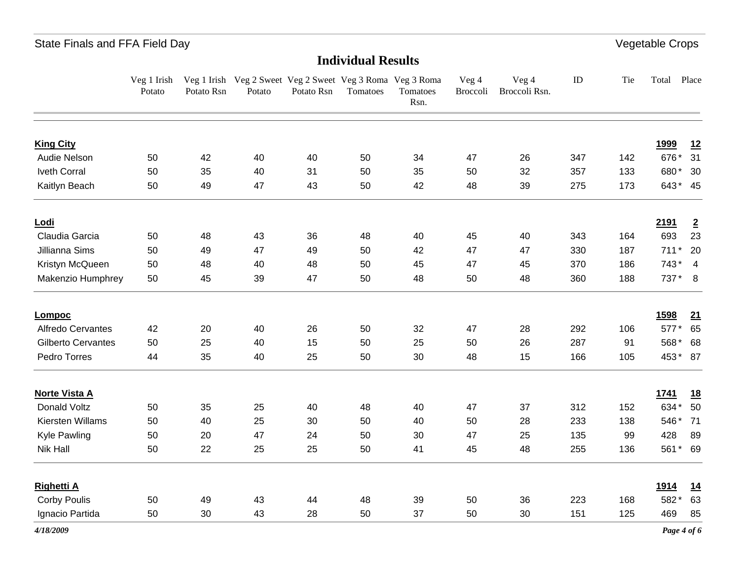## Individual Results

| | Veg 1 Irish Potato | Veg 1 Irish Potato Rsn | Veg 2 Sweet Potato | Veg 2 Sweet Potato Rsn | Veg 3 Roma Tomatoes | Veg 3 Roma Tomatoes Rsn. | Veg 4 Broccoli | Veg 4 Broccoli Rsn. | ID | Tie | Total | Place |
|---|---|---|---|---|---|---|---|---|---|---|---|---|
| **King City** | | | | | | | | | | | **1999** | **12** |
| Audie Nelson | 50 | 42 | 40 | 40 | 50 | 34 | 47 | 26 | 347 | 142 | 676 * | 31 |
| Iveth Corral | 50 | 35 | 40 | 31 | 50 | 35 | 50 | 32 | 357 | 133 | 680 * | 30 |
| Kaitlyn Beach | 50 | 49 | 47 | 43 | 50 | 42 | 48 | 39 | 275 | 173 | 643 * | 45 |
| **Lodi** | | | | | | | | | | | **2191** | **2** |
| Claudia Garcia | 50 | 48 | 43 | 36 | 48 | 40 | 45 | 40 | 343 | 164 | 693 | 23 |
| Jillianna Sims | 50 | 49 | 47 | 49 | 50 | 42 | 47 | 47 | 330 | 187 | 711 * | 20 |
| Kristyn McQueen | 50 | 48 | 40 | 48 | 50 | 45 | 47 | 45 | 370 | 186 | 743 * | 4 |
| Makenzio Humphrey | 50 | 45 | 39 | 47 | 50 | 48 | 50 | 48 | 360 | 188 | 737 * | 8 |
| **Lompoc** | | | | | | | | | | | **1598** | **21** |
| Alfredo Cervantes | 42 | 20 | 40 | 26 | 50 | 32 | 47 | 28 | 292 | 106 | 577 * | 65 |
| Gilberto Cervantes | 50 | 25 | 40 | 15 | 50 | 25 | 50 | 26 | 287 | 91 | 568 * | 68 |
| Pedro Torres | 44 | 35 | 40 | 25 | 50 | 30 | 48 | 15 | 166 | 105 | 453 * | 87 |
| **Norte Vista A** | | | | | | | | | | | **1741** | **18** |
| Donald Voltz | 50 | 35 | 25 | 40 | 48 | 40 | 47 | 37 | 312 | 152 | 634 * | 50 |
| Kiersten Willams | 50 | 40 | 25 | 30 | 50 | 40 | 50 | 28 | 233 | 138 | 546 * | 71 |
| Kyle Pawling | 50 | 20 | 47 | 24 | 50 | 30 | 47 | 25 | 135 | 99 | 428 | 89 |
| Nik Hall | 50 | 22 | 25 | 25 | 50 | 41 | 45 | 48 | 255 | 136 | 561 * | 69 |
| **Righetti A** | | | | | | | | | | | **1914** | **14** |
| Corby Poulis | 50 | 49 | 43 | 44 | 48 | 39 | 50 | 36 | 223 | 168 | 582 * | 63 |
| Ignacio Partida | 50 | 30 | 43 | 28 | 50 | 37 | 50 | 30 | 151 | 125 | 469 | 85 |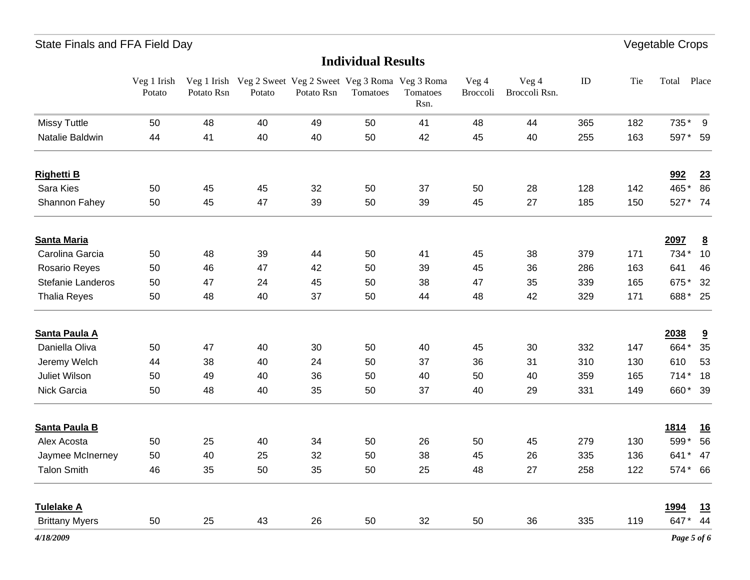## Individual Results

| | Veg 1 Irish Potato | Veg 1 Irish Potato Rsn | Veg 2 Sweet Potato | Veg 2 Sweet Potato Rsn | Veg 3 Roma Tomatoes | Veg 3 Roma Tomatoes Rsn. | Veg 4 Broccoli | Veg 4 Broccoli Rsn. | ID | Tie | Total | Place |
|---|---|---|---|---|---|---|---|---|---|---|---|---|
| Missy Tuttle | 50 | 48 | 40 | 49 | 50 | 41 | 48 | 44 | 365 | 182 | 735 * | 9 |
| Natalie Baldwin | 44 | 41 | 40 | 40 | 50 | 42 | 45 | 40 | 255 | 163 | 597 * | 59 |
| **Righetti B** | | | | | | | | | | | **992** | **23** |
| Sara Kies | 50 | 45 | 45 | 32 | 50 | 37 | 50 | 28 | 128 | 142 | 465 * | 86 |
| Shannon Fahey | 50 | 45 | 47 | 39 | 50 | 39 | 45 | 27 | 185 | 150 | 527 * | 74 |
| **Santa Maria** | | | | | | | | | | | **2097** | **8** |
| Carolina Garcia | 50 | 48 | 39 | 44 | 50 | 41 | 45 | 38 | 379 | 171 | 734 * | 10 |
| Rosario Reyes | 50 | 46 | 47 | 42 | 50 | 39 | 45 | 36 | 286 | 163 | 641 | 46 |
| Stefanie Landeros | 50 | 47 | 24 | 45 | 50 | 38 | 47 | 35 | 339 | 165 | 675 * | 32 |
| Thalia Reyes | 50 | 48 | 40 | 37 | 50 | 44 | 48 | 42 | 329 | 171 | 688 * | 25 |
| **Santa Paula A** | | | | | | | | | | | **2038** | **9** |
| Daniella Oliva | 50 | 47 | 40 | 30 | 50 | 40 | 45 | 30 | 332 | 147 | 664 * | 35 |
| Jeremy Welch | 44 | 38 | 40 | 24 | 50 | 37 | 36 | 31 | 310 | 130 | 610 | 53 |
| Juliet Wilson | 50 | 49 | 40 | 36 | 50 | 40 | 50 | 40 | 359 | 165 | 714 * | 18 |
| Nick Garcia | 50 | 48 | 40 | 35 | 50 | 37 | 40 | 29 | 331 | 149 | 660 * | 39 |
| **Santa Paula B** | | | | | | | | | | | **1814** | **16** |
| Alex Acosta | 50 | 25 | 40 | 34 | 50 | 26 | 50 | 45 | 279 | 130 | 599 * | 56 |
| Jaymee McInerney | 50 | 40 | 25 | 32 | 50 | 38 | 45 | 26 | 335 | 136 | 641 * | 47 |
| Talon Smith | 46 | 35 | 50 | 35 | 50 | 25 | 48 | 27 | 258 | 122 | 574 * | 66 |
| **Tulelake A** | | | | | | | | | | | **1994** | **13** |
| Brittany Myers | 50 | 25 | 43 | 26 | 50 | 32 | 50 | 36 | 335 | 119 | 647 * | 44 |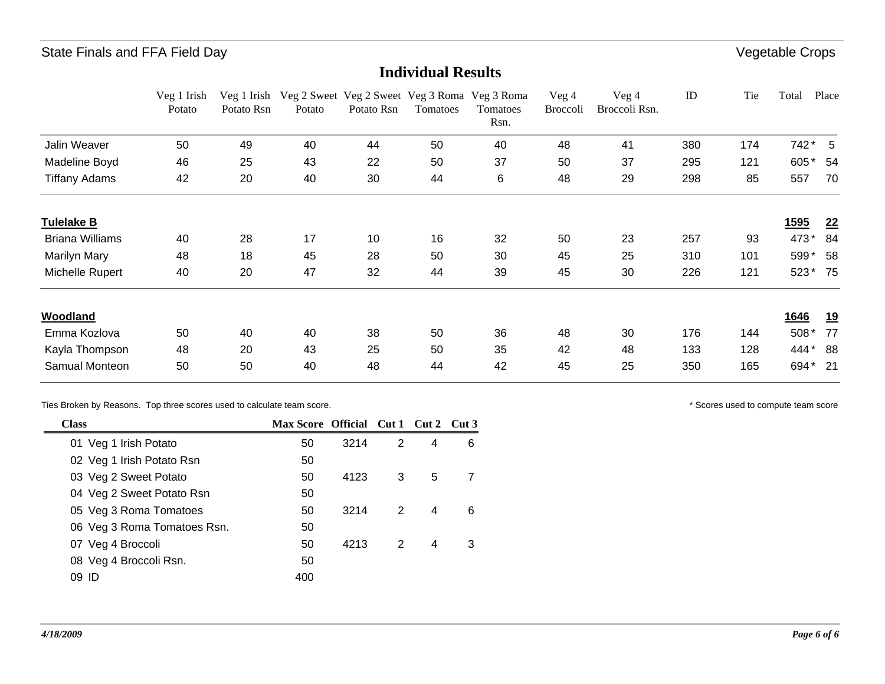## Individual Results

| | Veg 1 Irish Potato | Veg 1 Irish Potato Rsn | Veg 2 Sweet Potato | Veg 2 Sweet Potato Rsn | Veg 3 Roma Tomatoes | Veg 3 Roma Tomatoes Rsn. | Veg 4 Broccoli | Veg 4 Broccoli Rsn. | ID | Tie | Total | Place |
|---|---|---|---|---|---|---|---|---|---|---|---|---|
| Jalin Weaver | 50 | 49 | 40 | 44 | 50 | 40 | 48 | 41 | 380 | 174 | 742 * | 5 |
| Madeline Boyd | 46 | 25 | 43 | 22 | 50 | 37 | 50 | 37 | 295 | 121 | 605 * | 54 |
| Tiffany Adams | 42 | 20 | 40 | 30 | 44 | 6 | 48 | 29 | 298 | 85 | 557 | 70 |
| **Tulelake B** | | | | | | | | | | | **1595** | **22** |
| Briana Williams | 40 | 28 | 17 | 10 | 16 | 32 | 50 | 23 | 257 | 93 | 473 * | 84 |
| Marilyn Mary | 48 | 18 | 45 | 28 | 50 | 30 | 45 | 25 | 310 | 101 | 599 * | 58 |
| Michelle Rupert | 40 | 20 | 47 | 32 | 44 | 39 | 45 | 30 | 226 | 121 | 523 * | 75 |
| **Woodland** | | | | | | | | | | | **1646** | **19** |
| Emma Kozlova | 50 | 40 | 40 | 38 | 50 | 36 | 48 | 30 | 176 | 144 | 508 * | 77 |
| Kayla Thompson | 48 | 20 | 43 | 25 | 50 | 35 | 42 | 48 | 133 | 128 | 444 * | 88 |
| Samual Monteon | 50 | 50 | 40 | 48 | 44 | 42 | 45 | 25 | 350 | 165 | 694 * | 21 |

Ties Broken by Reasons. Top three scores used to calculate team score.

* Scores used to compute team score

| Class | Max Score | Official | Cut 1 | Cut 2 | Cut 3 |
|---|---|---|---|---|---|
| 01 Veg 1 Irish Potato | 50 | 3214 | 2 | 4 | 6 |
| 02 Veg 1 Irish Potato Rsn | 50 | | | | |
| 03 Veg 2 Sweet Potato | 50 | 4123 | 3 | 5 | 7 |
| 04 Veg 2 Sweet Potato Rsn | 50 | | | | |
| 05 Veg 3 Roma Tomatoes | 50 | 3214 | 2 | 4 | 6 |
| 06 Veg 3 Roma Tomatoes Rsn. | 50 | | | | |
| 07 Veg 4 Broccoli | 50 | 4213 | 2 | 4 | 3 |
| 08 Veg 4 Broccoli Rsn. | 50 | | | | |
| 09 ID | 400 | | | | |